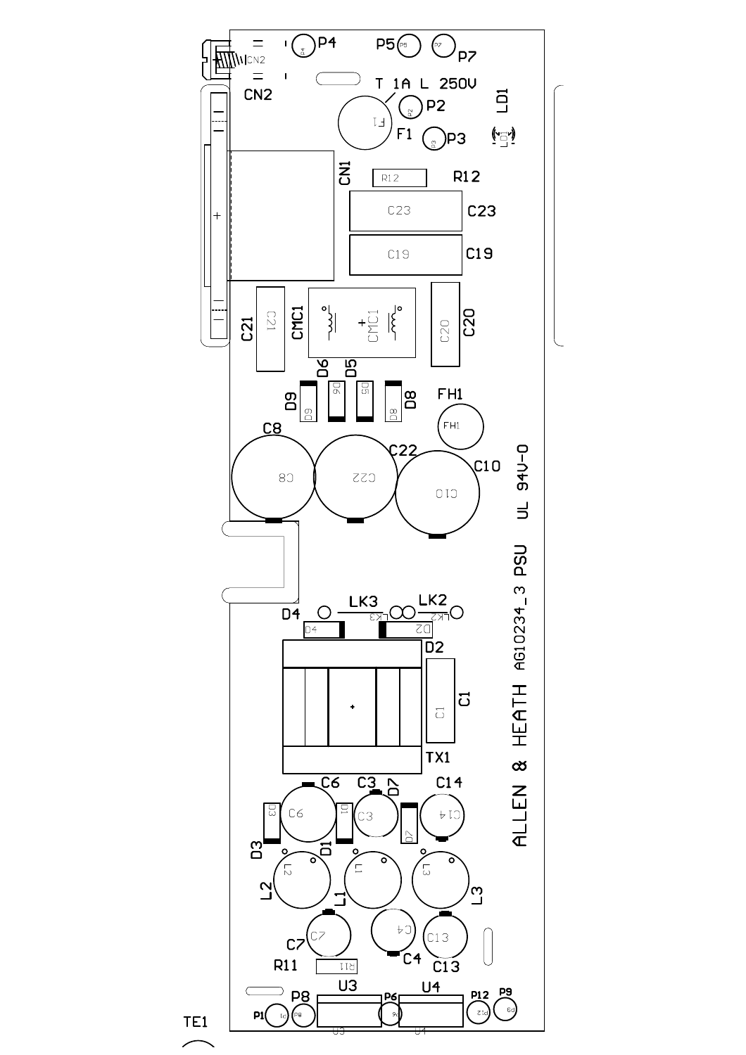ALLEN & HEATH AG10234_3 PSU

UL 94V-0

T 1A L 250V

CN2 P4 P5 P7 F1 P2 P3 LD1 CN1 R12 C23 C19 C21 CMC1 C20 D6 D5 D9 D8 FH1 C8 C22 C10 D4 LK3 LK2 D2 C1 TX1 C6 C3 D7 C14 D3 D1 L2 L1 L3 C7 C4 C13 R11 U3 U4 P8 P6 P12 P9 P1 TE1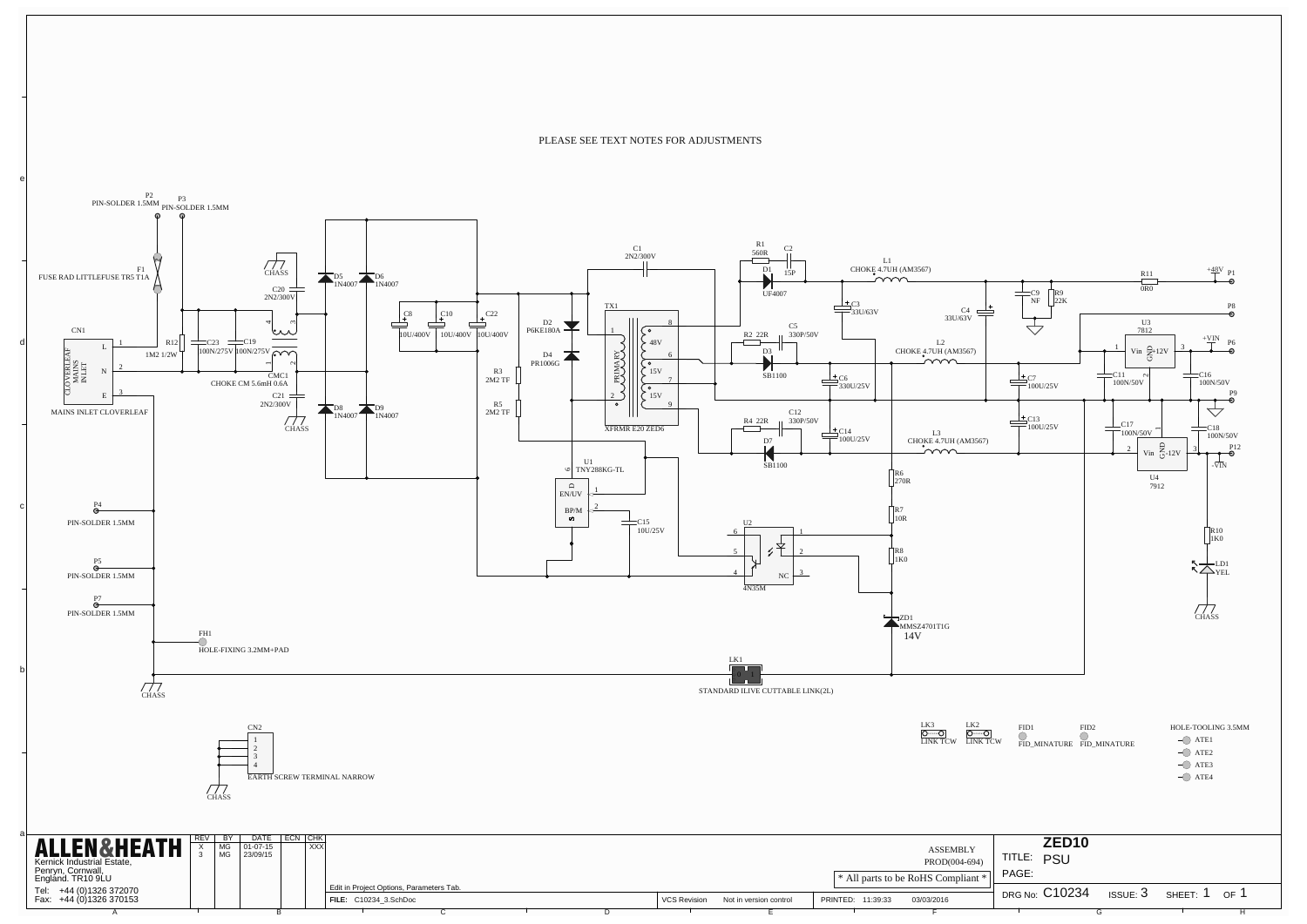PLEASE SEE TEXT NOTES FOR ADJUSTMENTS

P2 PIN-SOLDER 1.5MM
P3 PIN-SOLDER 1.5MM
F1 FUSE RAD LITTLEFUSE TR5 T1A

CN1 CLOVERLEAF MAINS INLET — L 1, N 2, E 3
MAINS INLET CLOVERLEAF

R12 1M2 1/2W
C23 100N/275V
C19 100N/275V
C20 2N2/300V
C21 2N2/300V
CHASS
CMC1 CHOKE CM 5.6mH 0.6A

D5 1N4007
D6 1N4007
D8 1N4007
D9 1N4007

C8 10U/400V
C10 10U/400V
C22 10U/400V

R3 2M2 TF
R5 2M2 TF

D2 P6KE180A
D4 PR1006G

C1 2N2/300V

TX1 XFRMR E20 ZED6 — PRIMARY 1, 2; 48V 8, 6; 15V 7; 15V 9

U1 TNY288KG-TL — D 6, EN/UV 1, BP/M 2, S
C15 10U/25V

R1 560R
C2 15P
D1 UF4007
R2 22R
C5 330P/50V
D3 SB1100
R4 22R
C12 330P/50V
D7 SB1100

L1 CHOKE 4.7UH (AM3567)
L2 CHOKE 4.7UH (AM3567)
L3 CHOKE 4.7UH (AM3567)

C3 33U/63V
C4 33U/63V
C6 330U/25V
C14 100U/25V
C7 100U/25V
C13 100U/25V
C9 NF
R9 22K
R11 0R0

+48V P1
P8
U3 7812 — Vin 1, GND 2, +12V 3
+VIN P6
C11 100N/50V
C16 100N/50V
P9
C17 100N/50V
C18 100N/50V
U4 7912 — GND 1, Vin 2, -12V 3
P12 -VIN
R10 1K0
LD1 YEL
CHASS

U2 4N35M — 6, 5, 4, 1, 2, 3 NC
R6 270R
R7 10R
R8 1K0
ZD1 MMSZ4701T1G 14V

P4 PIN-SOLDER 1.5MM
P5 PIN-SOLDER 1.5MM
P7 PIN-SOLDER 1.5MM
FH1 HOLE-FIXING 3.2MM+PAD
CHASS

LK1 STANDARD ILIVE CUTTABLE LINK(2L)

CN2 EARTH SCREW TERMINAL NARROW — 1, 2, 3, 4
CHASS

LK3 LINK TCW
LK2 LINK TCW
FID1 FID_MINATURE
FID2 FID_MINATURE
HOLE-TOOLING 3.5MM — ATE1, ATE2, ATE3, ATE4

**ALLEN&HEATH**
Kernick Industrial Estate,
Penryn, Cornwall,
England. TR10 9LU
Tel: +44 (0)1326 372070
Fax: +44 (0)1326 370153

| REV | BY | DATE | ECN | CHK |
|---|---|---|---|---|
| X | MG | 01-07-15 | | XXX |
| 3 | MG | 23/09/15 | | |

Edit in Project Options, Parameters Tab.

FILE: C10234_3.SchDoc | VCS Revision: Not in version control | PRINTED: 11:39:33 03/03/2016

ASSEMBLY
PROD(004-694)
* All parts to be RoHS Compliant *

TITLE: ZED10 PSU
PAGE:
DRG No: C10234 ISSUE: 3 SHEET: 1 OF 1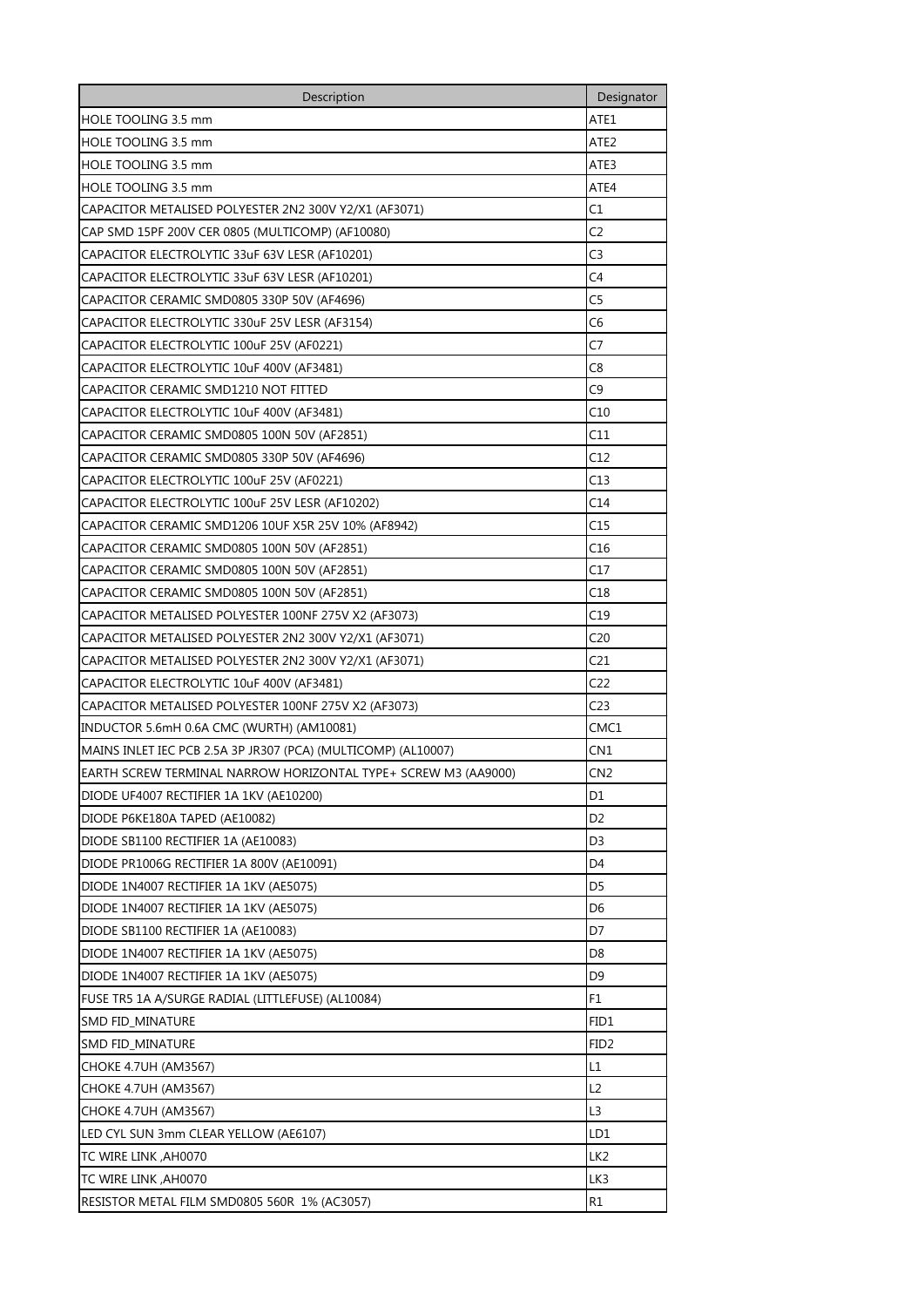| Description | Designator |
| --- | --- |
| HOLE TOOLING 3.5 mm | ATE1 |
| HOLE TOOLING 3.5 mm | ATE2 |
| HOLE TOOLING 3.5 mm | ATE3 |
| HOLE TOOLING 3.5 mm | ATE4 |
| CAPACITOR METALISED POLYESTER 2N2 300V Y2/X1 (AF3071) | C1 |
| CAP SMD 15PF 200V CER 0805 (MULTICOMP) (AF10080) | C2 |
| CAPACITOR ELECTROLYTIC 33uF 63V LESR (AF10201) | C3 |
| CAPACITOR ELECTROLYTIC 33uF 63V LESR (AF10201) | C4 |
| CAPACITOR CERAMIC SMD0805 330P 50V (AF4696) | C5 |
| CAPACITOR ELECTROLYTIC 330uF 25V LESR (AF3154) | C6 |
| CAPACITOR ELECTROLYTIC 100uF 25V (AF0221) | C7 |
| CAPACITOR ELECTROLYTIC 10uF 400V (AF3481) | C8 |
| CAPACITOR CERAMIC SMD1210 NOT FITTED | C9 |
| CAPACITOR ELECTROLYTIC 10uF 400V (AF3481) | C10 |
| CAPACITOR CERAMIC SMD0805 100N 50V (AF2851) | C11 |
| CAPACITOR CERAMIC SMD0805 330P 50V (AF4696) | C12 |
| CAPACITOR ELECTROLYTIC 100uF 25V (AF0221) | C13 |
| CAPACITOR ELECTROLYTIC 100uF 25V LESR (AF10202) | C14 |
| CAPACITOR CERAMIC SMD1206 10UF X5R 25V 10% (AF8942) | C15 |
| CAPACITOR CERAMIC SMD0805 100N 50V (AF2851) | C16 |
| CAPACITOR CERAMIC SMD0805 100N 50V (AF2851) | C17 |
| CAPACITOR CERAMIC SMD0805 100N 50V (AF2851) | C18 |
| CAPACITOR METALISED POLYESTER 100NF 275V X2 (AF3073) | C19 |
| CAPACITOR METALISED POLYESTER 2N2 300V Y2/X1 (AF3071) | C20 |
| CAPACITOR METALISED POLYESTER 2N2 300V Y2/X1 (AF3071) | C21 |
| CAPACITOR ELECTROLYTIC 10uF 400V (AF3481) | C22 |
| CAPACITOR METALISED POLYESTER 100NF 275V X2 (AF3073) | C23 |
| INDUCTOR 5.6mH 0.6A CMC (WURTH) (AM10081) | CMC1 |
| MAINS INLET IEC PCB 2.5A 3P JR307 (PCA) (MULTICOMP) (AL10007) | CN1 |
| EARTH SCREW TERMINAL NARROW HORIZONTAL TYPE+ SCREW M3 (AA9000) | CN2 |
| DIODE UF4007 RECTIFIER 1A 1KV (AE10200) | D1 |
| DIODE P6KE180A TAPED (AE10082) | D2 |
| DIODE SB1100 RECTIFIER 1A (AE10083) | D3 |
| DIODE PR1006G RECTIFIER 1A 800V (AE10091) | D4 |
| DIODE 1N4007 RECTIFIER 1A 1KV (AE5075) | D5 |
| DIODE 1N4007 RECTIFIER 1A 1KV (AE5075) | D6 |
| DIODE SB1100 RECTIFIER 1A (AE10083) | D7 |
| DIODE 1N4007 RECTIFIER 1A 1KV (AE5075) | D8 |
| DIODE 1N4007 RECTIFIER 1A 1KV (AE5075) | D9 |
| FUSE TR5 1A A/SURGE RADIAL (LITTLEFUSE) (AL10084) | F1 |
| SMD FID_MINATURE | FID1 |
| SMD FID_MINATURE | FID2 |
| CHOKE 4.7UH (AM3567) | L1 |
| CHOKE 4.7UH (AM3567) | L2 |
| CHOKE 4.7UH (AM3567) | L3 |
| LED CYL SUN 3mm CLEAR YELLOW (AE6107) | LD1 |
| TC WIRE LINK ,AH0070 | LK2 |
| TC WIRE LINK ,AH0070 | LK3 |
| RESISTOR METAL FILM SMD0805 560R 1% (AC3057) | R1 |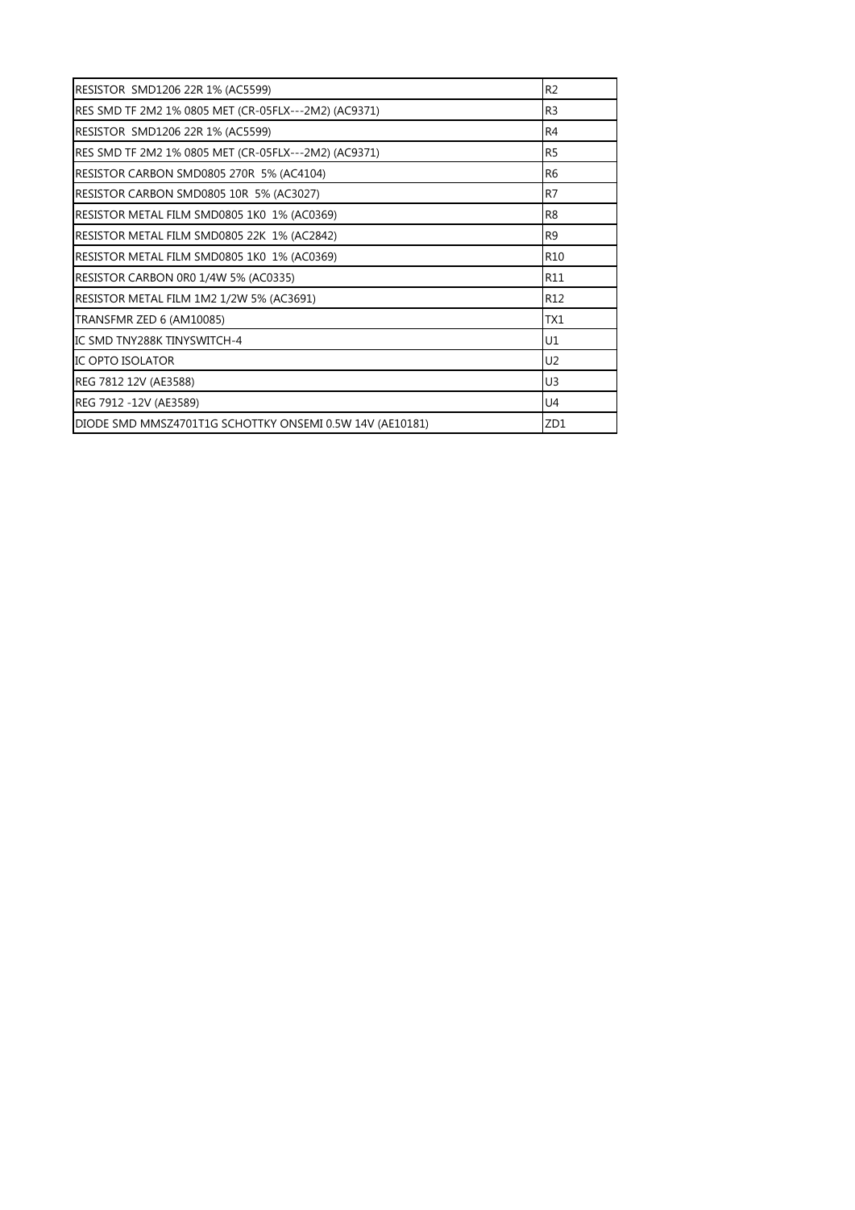| | |
|---|---|
| RESISTOR  SMD1206 22R 1% (AC5599) | R2 |
| RES SMD TF 2M2 1% 0805 MET (CR-05FLX---2M2) (AC9371) | R3 |
| RESISTOR  SMD1206 22R 1% (AC5599) | R4 |
| RES SMD TF 2M2 1% 0805 MET (CR-05FLX---2M2) (AC9371) | R5 |
| RESISTOR CARBON SMD0805 270R  5% (AC4104) | R6 |
| RESISTOR CARBON SMD0805 10R  5% (AC3027) | R7 |
| RESISTOR METAL FILM SMD0805 1K0  1% (AC0369) | R8 |
| RESISTOR METAL FILM SMD0805 22K  1% (AC2842) | R9 |
| RESISTOR METAL FILM SMD0805 1K0  1% (AC0369) | R10 |
| RESISTOR CARBON 0R0 1/4W 5% (AC0335) | R11 |
| RESISTOR METAL FILM 1M2 1/2W 5% (AC3691) | R12 |
| TRANSFMR ZED 6 (AM10085) | TX1 |
| IC SMD TNY288K TINYSWITCH-4 | U1 |
| IC OPTO ISOLATOR | U2 |
| REG 7812 12V (AE3588) | U3 |
| REG 7912 -12V (AE3589) | U4 |
| DIODE SMD MMSZ4701T1G SCHOTTKY ONSEMI 0.5W 14V (AE10181) | ZD1 |